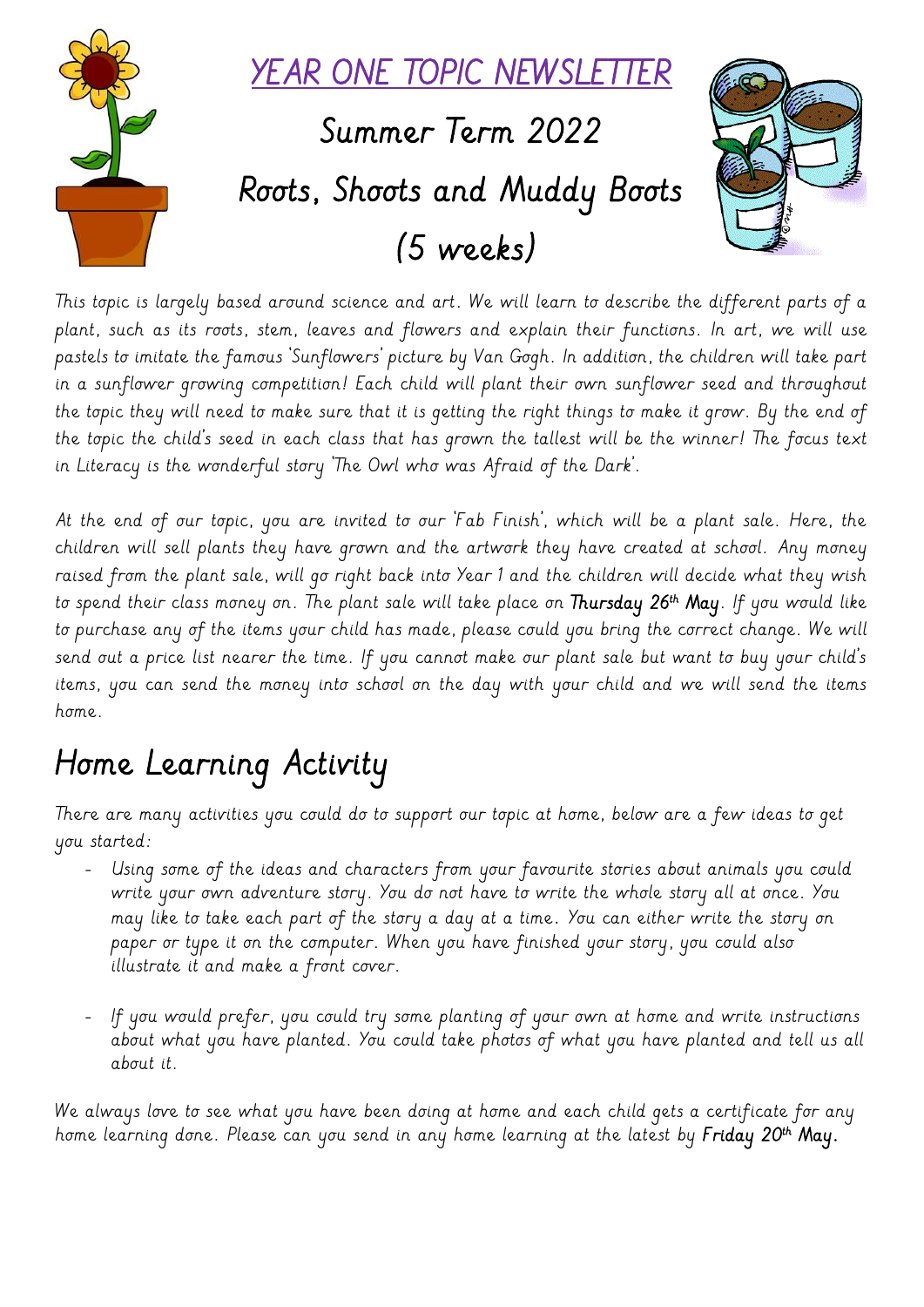# YEAR ONE TOPIC NEWSLETTER

## Summer Term 2022

## Roots, Shoots and Muddy Boots

## (5 weeks)

*This topic is largely based around science and art. We will learn to describe the different parts of a plant, such as its roots, stem, leaves and flowers and explain their functions. In art, we will use pastels to imitate the famous 'Sunflowers' picture by Van Gogh. In addition, the children will take part in a sunflower growing competition! Each child will plant their own sunflower seed and throughout the topic they will need to make sure that it is getting the right things to make it grow. By the end of the topic the child's seed in each class that has grown the tallest will be the winner! The focus text in Literacy is the wonderful story 'The Owl who was Afraid of the Dark'.*

*At the end of our topic, you are invited to our 'Fab Finish', which will be a plant sale. Here, the children will sell plants they have grown and the artwork they have created at school. Any money raised from the plant sale, will go right back into Year 1 and the children will decide what they wish to spend their class money on. The plant sale will take place on* **Thursday 26th May**. *If you would like to purchase any of the items your child has made, please could you bring the correct change. We will send out a price list nearer the time. If you cannot make our plant sale but want to buy your child's items, you can send the money into school on the day with your child and we will send the items home.*

# Home Learning Activity

*There are many activities you could do to support our topic at home, below are a few ideas to get you started:*

- *Using some of the ideas and characters from your favourite stories about animals you could write your own adventure story. You do not have to write the whole story all at once. You may like to take each part of the story a day at a time. You can either write the story on paper or type it on the computer. When you have finished your story, you could also illustrate it and make a front cover.*

- *If you would prefer, you could try some planting of your own at home and write instructions about what you have planted. You could take photos of what you have planted and tell us all about it.*

*We always love to see what you have been doing at home and each child gets a certificate for any home learning done. Please can you send in any home learning at the latest by* **Friday 20th May.**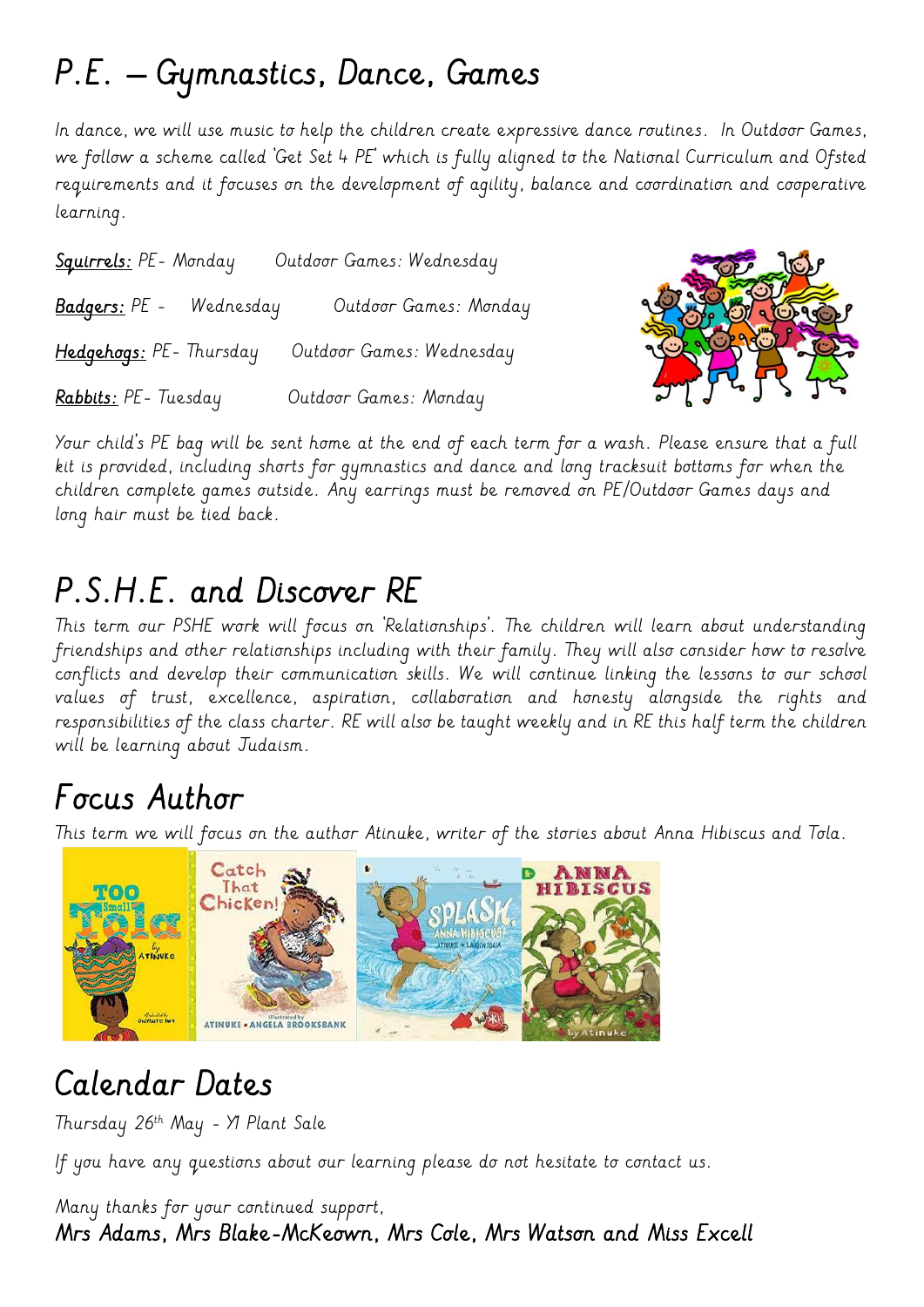# P.E. – Gymnastics, Dance, Games

In dance, we will use music to help the children create expressive dance routines. In Outdoor Games, we follow a scheme called 'Get Set 4 PE' which is fully aligned to the National Curriculum and Ofsted requirements and it focuses on the development of agility, balance and coordination and cooperative learning.

**Squirrels:** PE- Monday Outdoor Games: Wednesday

**Badgers:** PE - Wednesday Outdoor Games: Monday

**Hedgehogs:** PE- Thursday Outdoor Games: Wednesday

**Rabbits:** PE- Tuesday Outdoor Games: Monday

Your child's PE bag will be sent home at the end of each term for a wash. Please ensure that a full kit is provided, including shorts for gymnastics and dance and long tracksuit bottoms for when the children complete games outside. Any earrings must be removed on PE/Outdoor Games days and long hair must be tied back.

# P.S.H.E. and Discover RE

This term our PSHE work will focus on 'Relationships'. The children will learn about understanding friendships and other relationships including with their family. They will also consider how to resolve conflicts and develop their communication skills. We will continue linking the lessons to our school values of trust, excellence, aspiration, collaboration and honesty alongside the rights and responsibilities of the class charter. RE will also be taught weekly and in RE this half term the children will be learning about Judaism.

# Focus Author

This term we will focus on the author Atinuke, writer of the stories about Anna Hibiscus and Tola.

# Calendar Dates

Thursday 26th May - Y1 Plant Sale

If you have any questions about our learning please do not hesitate to contact us.

Many thanks for your continued support,

Mrs Adams, Mrs Blake-McKeown, Mrs Cole, Mrs Watson and Miss Excell